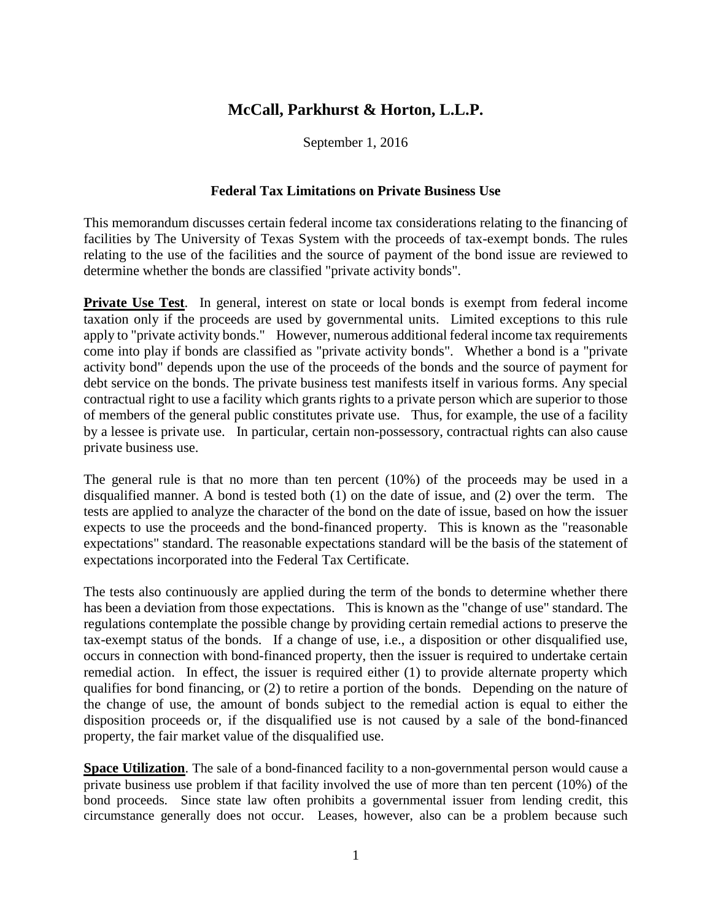## McCall, Parkhurst & Horton, L.L.P.

September 1, 2016

### Federal Tax Limitations on Private Business Use

This memorandum discusses certain federal income tax considerations relating to the financing of facilities by The University of Texas System with the proceeds of tax-exempt bonds. The rules relating to the use of the facilities and the source of payment of the bond issue are reviewed to determine whether the bonds are classified "private activity bonds".

**Private Use Test**. In general, interest on state or local bonds is exempt from federal income taxation only if the proceeds are used by governmental units. Limited exceptions to this rule apply to "private activity bonds." However, numerous additional federal income tax requirements come into play if bonds are classified as "private activity bonds". Whether a bond is a "private activity bond" depends upon the use of the proceeds of the bonds and the source of payment for debt service on the bonds. The private business test manifests itself in various forms. Any special contractual right to use a facility which grants rights to a private person which are superior to those of members of the general public constitutes private use. Thus, for example, the use of a facility by a lessee is private use. In particular, certain non-possessory, contractual rights can also cause private business use.

The general rule is that no more than ten percent (10%) of the proceeds may be used in a disqualified manner. A bond is tested both (1) on the date of issue, and (2) over the term. The tests are applied to analyze the character of the bond on the date of issue, based on how the issuer expects to use the proceeds and the bond-financed property. This is known as the "reasonable expectations" standard. The reasonable expectations standard will be the basis of the statement of expectations incorporated into the Federal Tax Certificate.

The tests also continuously are applied during the term of the bonds to determine whether there has been a deviation from those expectations. This is known as the "change of use" standard. The regulations contemplate the possible change by providing certain remedial actions to preserve the tax-exempt status of the bonds. If a change of use, i.e., a disposition or other disqualified use, occurs in connection with bond-financed property, then the issuer is required to undertake certain remedial action. In effect, the issuer is required either (1) to provide alternate property which qualifies for bond financing, or (2) to retire a portion of the bonds. Depending on the nature of the change of use, the amount of bonds subject to the remedial action is equal to either the disposition proceeds or, if the disqualified use is not caused by a sale of the bond-financed property, the fair market value of the disqualified use.

**Space Utilization**. The sale of a bond-financed facility to a non-governmental person would cause a private business use problem if that facility involved the use of more than ten percent (10%) of the bond proceeds. Since state law often prohibits a governmental issuer from lending credit, this circumstance generally does not occur. Leases, however, also can be a problem because such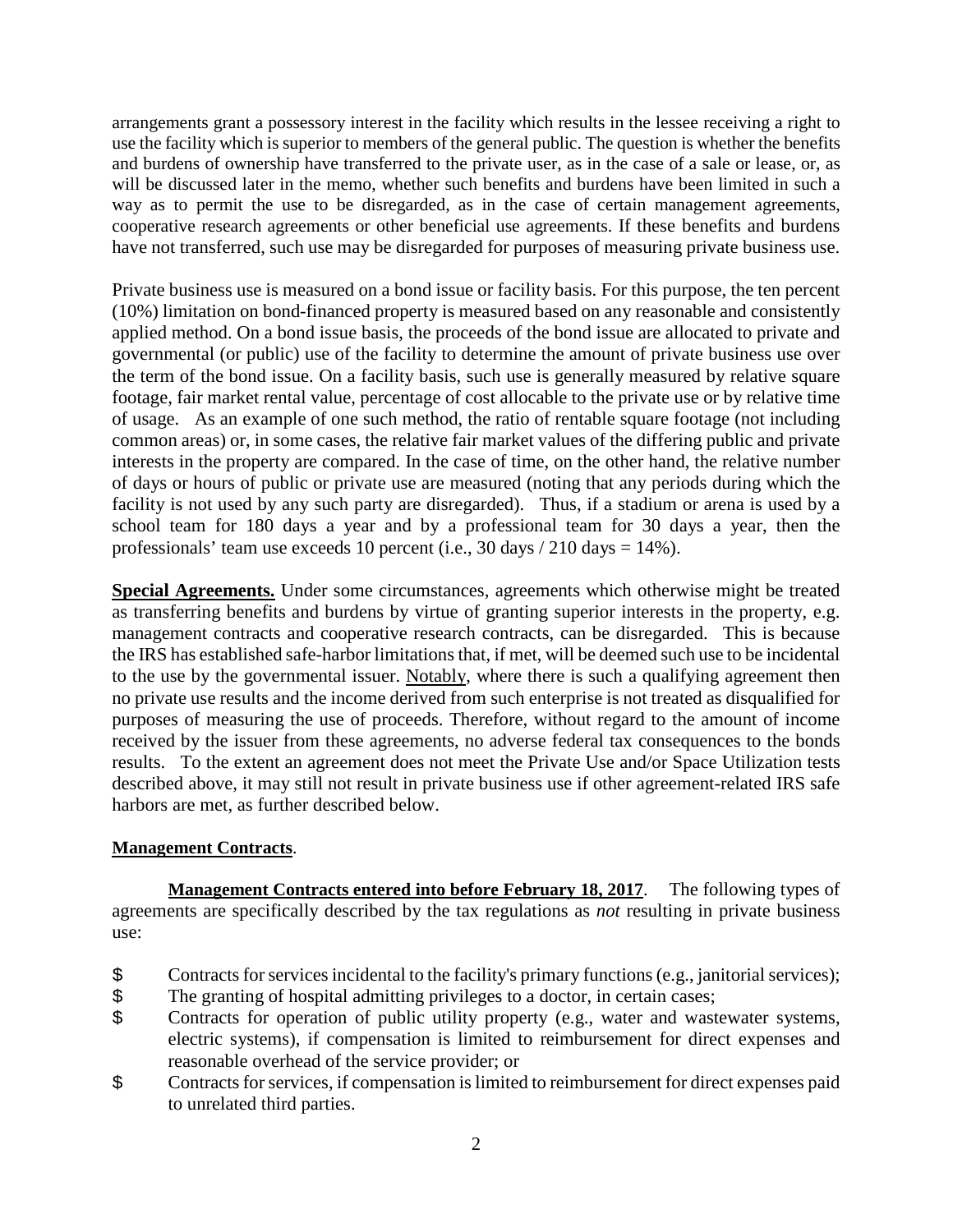arrangements grant a possessory interest in the facility which results in the lessee receiving a right to use the facility which is superior to members of the general public. The question is whether the benefits and burdens of ownership have transferred to the private user, as in the case of a sale or lease, or, as will be discussed later in the memo, whether such benefits and burdens have been limited in such a way as to permit the use to be disregarded, as in the case of certain management agreements, cooperative research agreements or other beneficial use agreements. If these benefits and burdens have not transferred, such use may be disregarded for purposes of measuring private business use.

Private business use is measured on a bond issue or facility basis. For this purpose, the ten percent (10%) limitation on bond-financed property is measured based on any reasonable and consistently applied method. On a bond issue basis, the proceeds of the bond issue are allocated to private and governmental (or public) use of the facility to determine the amount of private business use over the term of the bond issue. On a facility basis, such use is generally measured by relative square footage, fair market rental value, percentage of cost allocable to the private use or by relative time of usage. As an example of one such method, the ratio of rentable square footage (not including common areas) or, in some cases, the relative fair market values of the differing public and private interests in the property are compared. In the case of time, on the other hand, the relative number of days or hours of public or private use are measured (noting that any periods during which the facility is not used by any such party are disregarded). Thus, if a stadium or arena is used by a school team for 180 days a year and by a professional team for 30 days a year, then the professionals' team use exceeds 10 percent (i.e., 30 days / 210 days = 14%).

**Special Agreements.** Under some circumstances, agreements which otherwise might be treated as transferring benefits and burdens by virtue of granting superior interests in the property, e.g. management contracts and cooperative research contracts, can be disregarded. This is because the IRS has established safe-harbor limitations that, if met, will be deemed such use to be incidental to the use by the governmental issuer. Notably, where there is such a qualifying agreement then no private use results and the income derived from such enterprise is not treated as disqualified for purposes of measuring the use of proceeds. Therefore, without regard to the amount of income received by the issuer from these agreements, no adverse federal tax consequences to the bonds results. To the extent an agreement does not meet the Private Use and/or Space Utilization tests described above, it may still not result in private business use if other agreement-related IRS safe harbors are met, as further described below.

**Management Contracts**.

**Management Contracts entered into before February 18, 2017**. The following types of agreements are specifically described by the tax regulations as *not* resulting in private business use:

- Contracts for services incidental to the facility's primary functions (e.g., janitorial services);
- The granting of hospital admitting privileges to a doctor, in certain cases;
- Contracts for operation of public utility property (e.g., water and wastewater systems, electric systems), if compensation is limited to reimbursement for direct expenses and reasonable overhead of the service provider; or
- Contracts for services, if compensation is limited to reimbursement for direct expenses paid to unrelated third parties.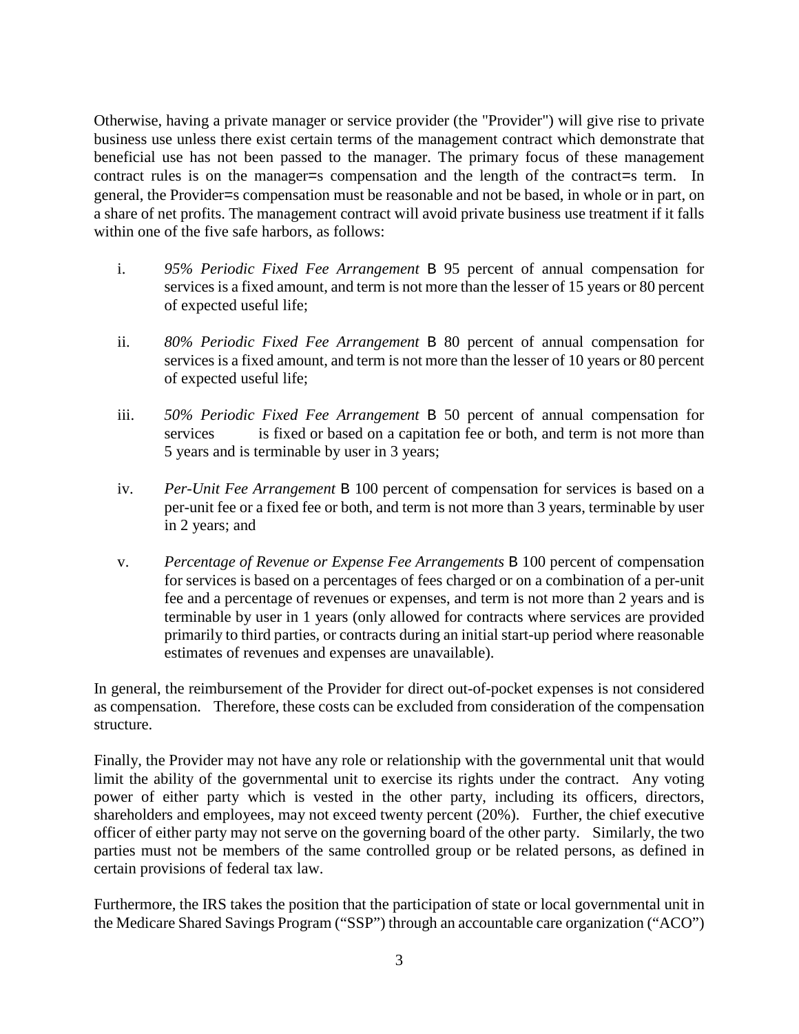Otherwise, having a private manager or service provider (the "Provider") will give rise to private business use unless there exist certain terms of the management contract which demonstrate that beneficial use has not been passed to the manager. The primary focus of these management contract rules is on the manager=s compensation and the length of the contract=s term. In general, the Provider=s compensation must be reasonable and not be based, in whole or in part, on a share of net profits. The management contract will avoid private business use treatment if it falls within one of the five safe harbors, as follows:

i. *95% Periodic Fixed Fee Arrangement* B 95 percent of annual compensation for services is a fixed amount, and term is not more than the lesser of 15 years or 80 percent of expected useful life;

ii. *80% Periodic Fixed Fee Arrangement* B 80 percent of annual compensation for services is a fixed amount, and term is not more than the lesser of 10 years or 80 percent of expected useful life;

iii. *50% Periodic Fixed Fee Arrangement* B 50 percent of annual compensation for services is fixed or based on a capitation fee or both, and term is not more than 5 years and is terminable by user in 3 years;

iv. *Per-Unit Fee Arrangement* B 100 percent of compensation for services is based on a per-unit fee or a fixed fee or both, and term is not more than 3 years, terminable by user in 2 years; and

v. *Percentage of Revenue or Expense Fee Arrangements* B 100 percent of compensation for services is based on a percentages of fees charged or on a combination of a per-unit fee and a percentage of revenues or expenses, and term is not more than 2 years and is terminable by user in 1 years (only allowed for contracts where services are provided primarily to third parties, or contracts during an initial start-up period where reasonable estimates of revenues and expenses are unavailable).

In general, the reimbursement of the Provider for direct out-of-pocket expenses is not considered as compensation. Therefore, these costs can be excluded from consideration of the compensation structure.

Finally, the Provider may not have any role or relationship with the governmental unit that would limit the ability of the governmental unit to exercise its rights under the contract. Any voting power of either party which is vested in the other party, including its officers, directors, shareholders and employees, may not exceed twenty percent (20%). Further, the chief executive officer of either party may not serve on the governing board of the other party. Similarly, the two parties must not be members of the same controlled group or be related persons, as defined in certain provisions of federal tax law.

Furthermore, the IRS takes the position that the participation of state or local governmental unit in the Medicare Shared Savings Program ("SSP") through an accountable care organization ("ACO")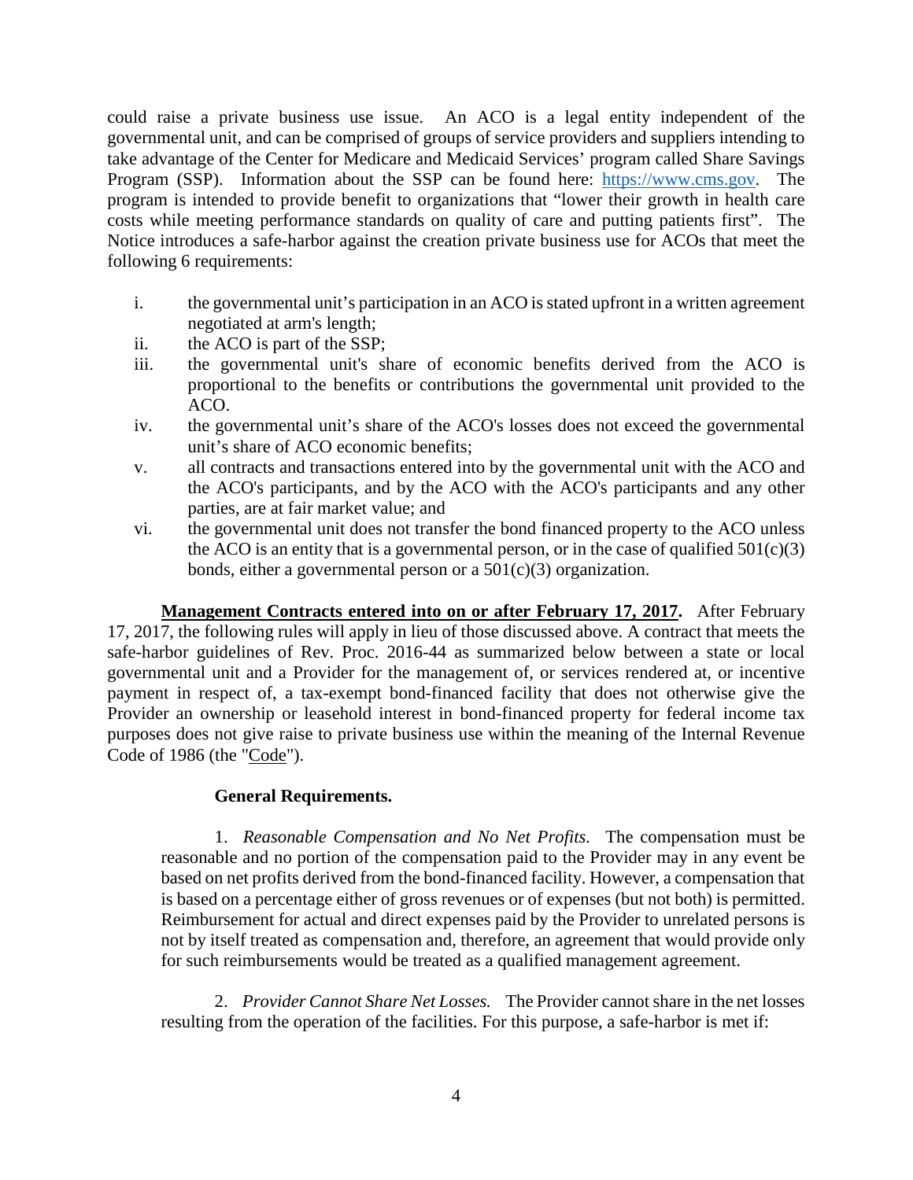could raise a private business use issue. An ACO is a legal entity independent of the governmental unit, and can be comprised of groups of service providers and suppliers intending to take advantage of the Center for Medicare and Medicaid Services' program called Share Savings Program (SSP). Information about the SSP can be found here: [https://www.cms.gov](https://www.cms.gov). The program is intended to provide benefit to organizations that "lower their growth in health care costs while meeting performance standards on quality of care and putting patients first". The Notice introduces a safe-harbor against the creation private business use for ACOs that meet the following 6 requirements:

i. the governmental unit's participation in an ACO is stated upfront in a written agreement negotiated at arm's length;

ii. the ACO is part of the SSP;

iii. the governmental unit's share of economic benefits derived from the ACO is proportional to the benefits or contributions the governmental unit provided to the ACO.

iv. the governmental unit's share of the ACO's losses does not exceed the governmental unit's share of ACO economic benefits;

v. all contracts and transactions entered into by the governmental unit with the ACO and the ACO's participants, and by the ACO with the ACO's participants and any other parties, are at fair market value; and

vi. the governmental unit does not transfer the bond financed property to the ACO unless the ACO is an entity that is a governmental person, or in the case of qualified 501(c)(3) bonds, either a governmental person or a 501(c)(3) organization.

**Management Contracts entered into on or after February 17, 2017.** After February 17, 2017, the following rules will apply in lieu of those discussed above. A contract that meets the safe-harbor guidelines of Rev. Proc. 2016-44 as summarized below between a state or local governmental unit and a Provider for the management of, or services rendered at, or incentive payment in respect of, a tax-exempt bond-financed facility that does not otherwise give the Provider an ownership or leasehold interest in bond-financed property for federal income tax purposes does not give raise to private business use within the meaning of the Internal Revenue Code of 1986 (the "Code").

**General Requirements.**

1. *Reasonable Compensation and No Net Profits.* The compensation must be reasonable and no portion of the compensation paid to the Provider may in any event be based on net profits derived from the bond-financed facility. However, a compensation that is based on a percentage either of gross revenues or of expenses (but not both) is permitted. Reimbursement for actual and direct expenses paid by the Provider to unrelated persons is not by itself treated as compensation and, therefore, an agreement that would provide only for such reimbursements would be treated as a qualified management agreement.

2. *Provider Cannot Share Net Losses.* The Provider cannot share in the net losses resulting from the operation of the facilities. For this purpose, a safe-harbor is met if: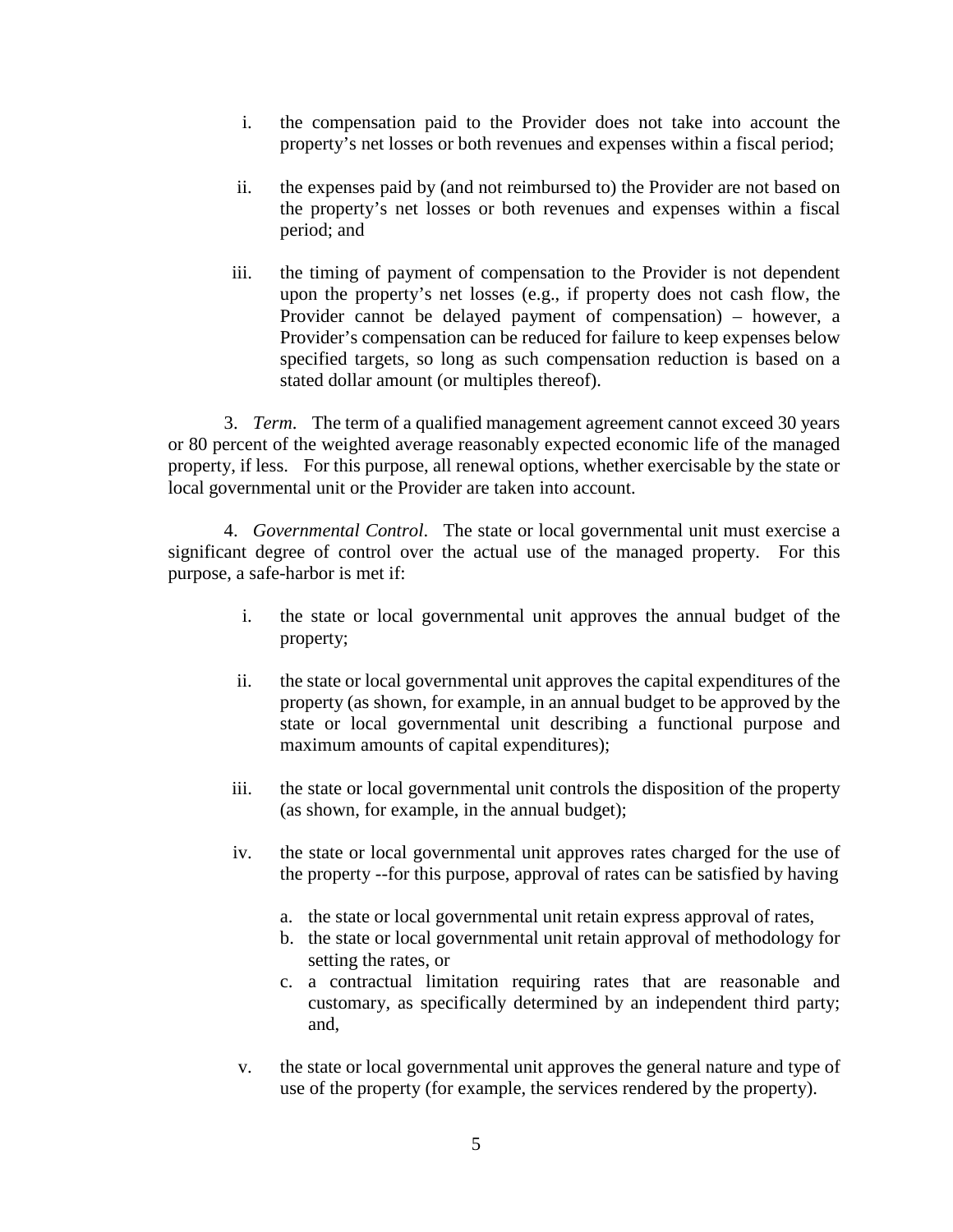i. the compensation paid to the Provider does not take into account the property's net losses or both revenues and expenses within a fiscal period;

ii. the expenses paid by (and not reimbursed to) the Provider are not based on the property's net losses or both revenues and expenses within a fiscal period; and

iii. the timing of payment of compensation to the Provider is not dependent upon the property's net losses (e.g., if property does not cash flow, the Provider cannot be delayed payment of compensation) – however, a Provider's compensation can be reduced for failure to keep expenses below specified targets, so long as such compensation reduction is based on a stated dollar amount (or multiples thereof).

3. *Term*. The term of a qualified management agreement cannot exceed 30 years or 80 percent of the weighted average reasonably expected economic life of the managed property, if less. For this purpose, all renewal options, whether exercisable by the state or local governmental unit or the Provider are taken into account.

4. *Governmental Control*. The state or local governmental unit must exercise a significant degree of control over the actual use of the managed property. For this purpose, a safe-harbor is met if:

i. the state or local governmental unit approves the annual budget of the property;

ii. the state or local governmental unit approves the capital expenditures of the property (as shown, for example, in an annual budget to be approved by the state or local governmental unit describing a functional purpose and maximum amounts of capital expenditures);

iii. the state or local governmental unit controls the disposition of the property (as shown, for example, in the annual budget);

iv. the state or local governmental unit approves rates charged for the use of the property --for this purpose, approval of rates can be satisfied by having

   a. the state or local governmental unit retain express approval of rates,
   b. the state or local governmental unit retain approval of methodology for setting the rates, or
   c. a contractual limitation requiring rates that are reasonable and customary, as specifically determined by an independent third party; and,

v. the state or local governmental unit approves the general nature and type of use of the property (for example, the services rendered by the property).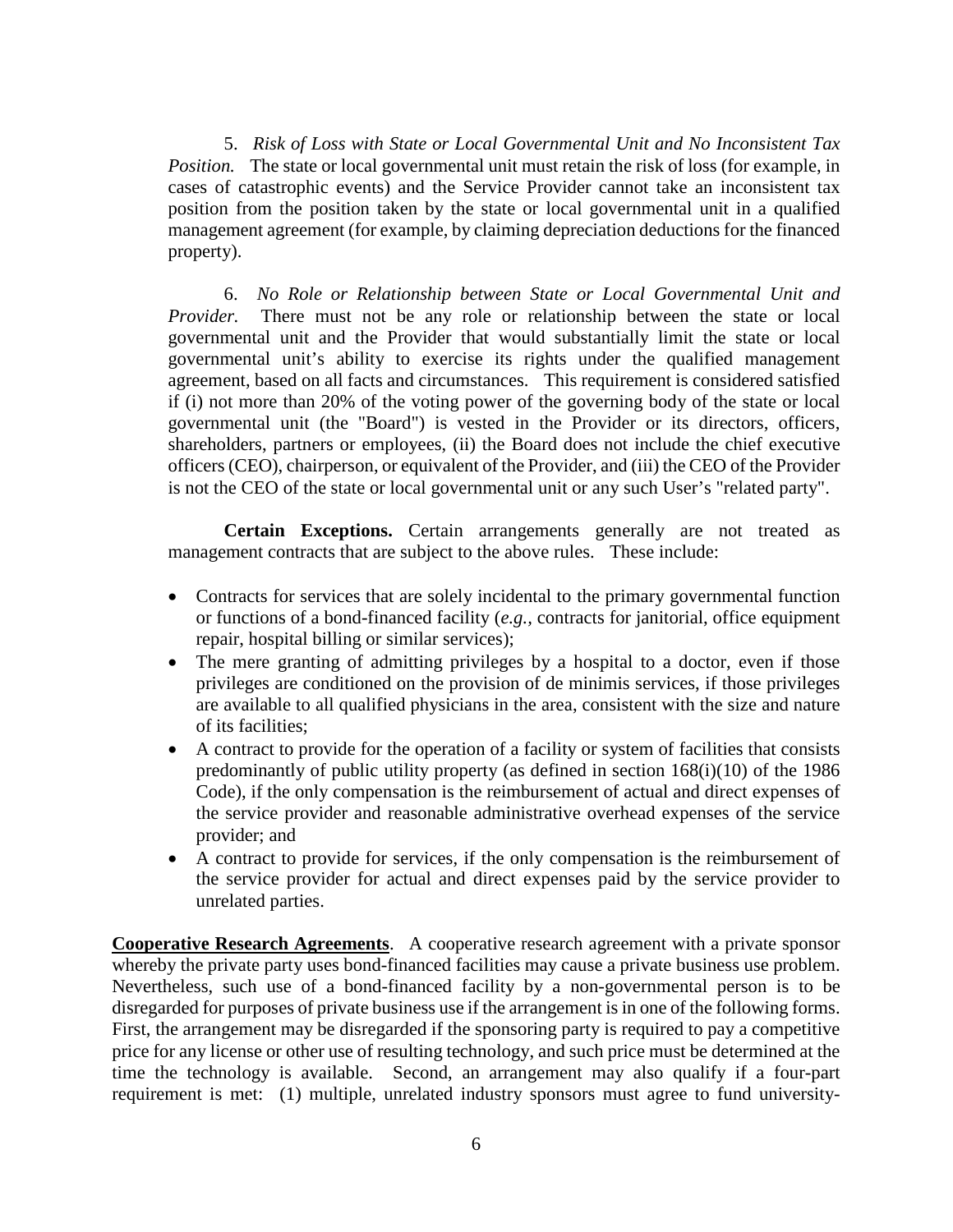5. *Risk of Loss with State or Local Governmental Unit and No Inconsistent Tax Position.* The state or local governmental unit must retain the risk of loss (for example, in cases of catastrophic events) and the Service Provider cannot take an inconsistent tax position from the position taken by the state or local governmental unit in a qualified management agreement (for example, by claiming depreciation deductions for the financed property).

6. *No Role or Relationship between State or Local Governmental Unit and Provider.* There must not be any role or relationship between the state or local governmental unit and the Provider that would substantially limit the state or local governmental unit's ability to exercise its rights under the qualified management agreement, based on all facts and circumstances. This requirement is considered satisfied if (i) not more than 20% of the voting power of the governing body of the state or local governmental unit (the "Board") is vested in the Provider or its directors, officers, shareholders, partners or employees, (ii) the Board does not include the chief executive officers (CEO), chairperson, or equivalent of the Provider, and (iii) the CEO of the Provider is not the CEO of the state or local governmental unit or any such User's "related party".

**Certain Exceptions.** Certain arrangements generally are not treated as management contracts that are subject to the above rules. These include:

- Contracts for services that are solely incidental to the primary governmental function or functions of a bond-financed facility (*e.g.,* contracts for janitorial, office equipment repair, hospital billing or similar services);
- The mere granting of admitting privileges by a hospital to a doctor, even if those privileges are conditioned on the provision of de minimis services, if those privileges are available to all qualified physicians in the area, consistent with the size and nature of its facilities;
- A contract to provide for the operation of a facility or system of facilities that consists predominantly of public utility property (as defined in section 168(i)(10) of the 1986 Code), if the only compensation is the reimbursement of actual and direct expenses of the service provider and reasonable administrative overhead expenses of the service provider; and
- A contract to provide for services, if the only compensation is the reimbursement of the service provider for actual and direct expenses paid by the service provider to unrelated parties.

**Cooperative Research Agreements**. A cooperative research agreement with a private sponsor whereby the private party uses bond-financed facilities may cause a private business use problem. Nevertheless, such use of a bond-financed facility by a non-governmental person is to be disregarded for purposes of private business use if the arrangement is in one of the following forms. First, the arrangement may be disregarded if the sponsoring party is required to pay a competitive price for any license or other use of resulting technology, and such price must be determined at the time the technology is available. Second, an arrangement may also qualify if a four-part requirement is met: (1) multiple, unrelated industry sponsors must agree to fund university-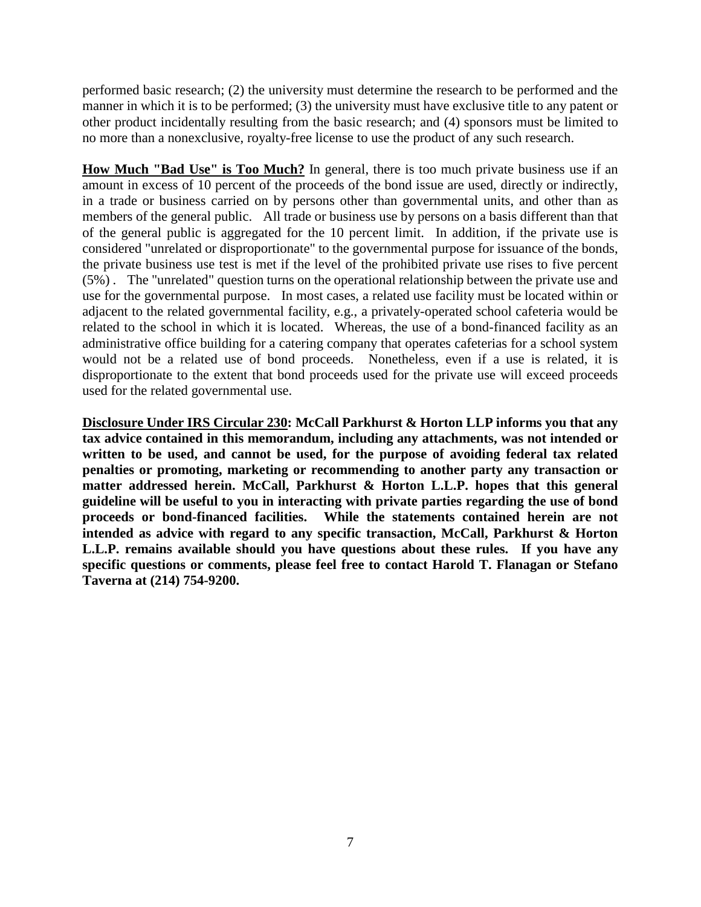performed basic research; (2) the university must determine the research to be performed and the manner in which it is to be performed; (3) the university must have exclusive title to any patent or other product incidentally resulting from the basic research; and (4) sponsors must be limited to no more than a nonexclusive, royalty-free license to use the product of any such research.

**How Much "Bad Use" is Too Much?** In general, there is too much private business use if an amount in excess of 10 percent of the proceeds of the bond issue are used, directly or indirectly, in a trade or business carried on by persons other than governmental units, and other than as members of the general public. All trade or business use by persons on a basis different than that of the general public is aggregated for the 10 percent limit. In addition, if the private use is considered "unrelated or disproportionate" to the governmental purpose for issuance of the bonds, the private business use test is met if the level of the prohibited private use rises to five percent (5%) . The "unrelated" question turns on the operational relationship between the private use and use for the governmental purpose. In most cases, a related use facility must be located within or adjacent to the related governmental facility, e.g., a privately-operated school cafeteria would be related to the school in which it is located. Whereas, the use of a bond-financed facility as an administrative office building for a catering company that operates cafeterias for a school system would not be a related use of bond proceeds. Nonetheless, even if a use is related, it is disproportionate to the extent that bond proceeds used for the private use will exceed proceeds used for the related governmental use.

**Disclosure Under IRS Circular 230: McCall Parkhurst & Horton LLP informs you that any tax advice contained in this memorandum, including any attachments, was not intended or written to be used, and cannot be used, for the purpose of avoiding federal tax related penalties or promoting, marketing or recommending to another party any transaction or matter addressed herein. McCall, Parkhurst & Horton L.L.P. hopes that this general guideline will be useful to you in interacting with private parties regarding the use of bond proceeds or bond-financed facilities. While the statements contained herein are not intended as advice with regard to any specific transaction, McCall, Parkhurst & Horton L.L.P. remains available should you have questions about these rules. If you have any specific questions or comments, please feel free to contact Harold T. Flanagan or Stefano Taverna at (214) 754-9200.**